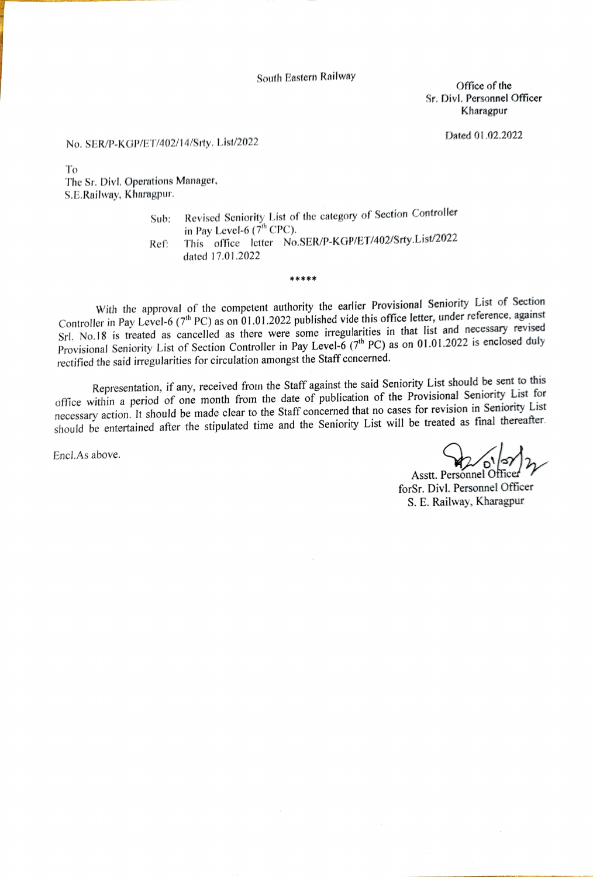South Eastern Railway

Office of the
Sr. Divl. Personnel Officer
Kharagpur

No. SER/P-KGP/ET/402/14/Srty. List/2022

Dated 01.02.2022

To
The Sr. Divl. Operations Manager,
S.E.Railway, Kharagpur.

Sub: Revised Seniority List of the category of Section Controller in Pay Level-6 (7th CPC).

Ref: This office letter No.SER/P-KGP/ET/402/Srty.List/2022 dated 17.01.2022

*****

With the approval of the competent authority the earlier Provisional Seniority List of Section Controller in Pay Level-6 (7th PC) as on 01.01.2022 published vide this office letter, under reference, against Srl. No.18 is treated as cancelled as there were some irregularities in that list and necessary revised Provisional Seniority List of Section Controller in Pay Level-6 (7th PC) as on 01.01.2022 is enclosed duly rectified the said irregularities for circulation amongst the Staff concerned.

Representation, if any, received from the Staff against the said Seniority List should be sent to this office within a period of one month from the date of publication of the Provisional Seniority List for necessary action. It should be made clear to the Staff concerned that no cases for revision in Seniority List should be entertained after the stipulated time and the Seniority List will be treated as final thereafter.

Encl.As above.

01/02/22
Asstt. Personnel Officer
forSr. Divl. Personnel Officer
S. E. Railway, Kharagpur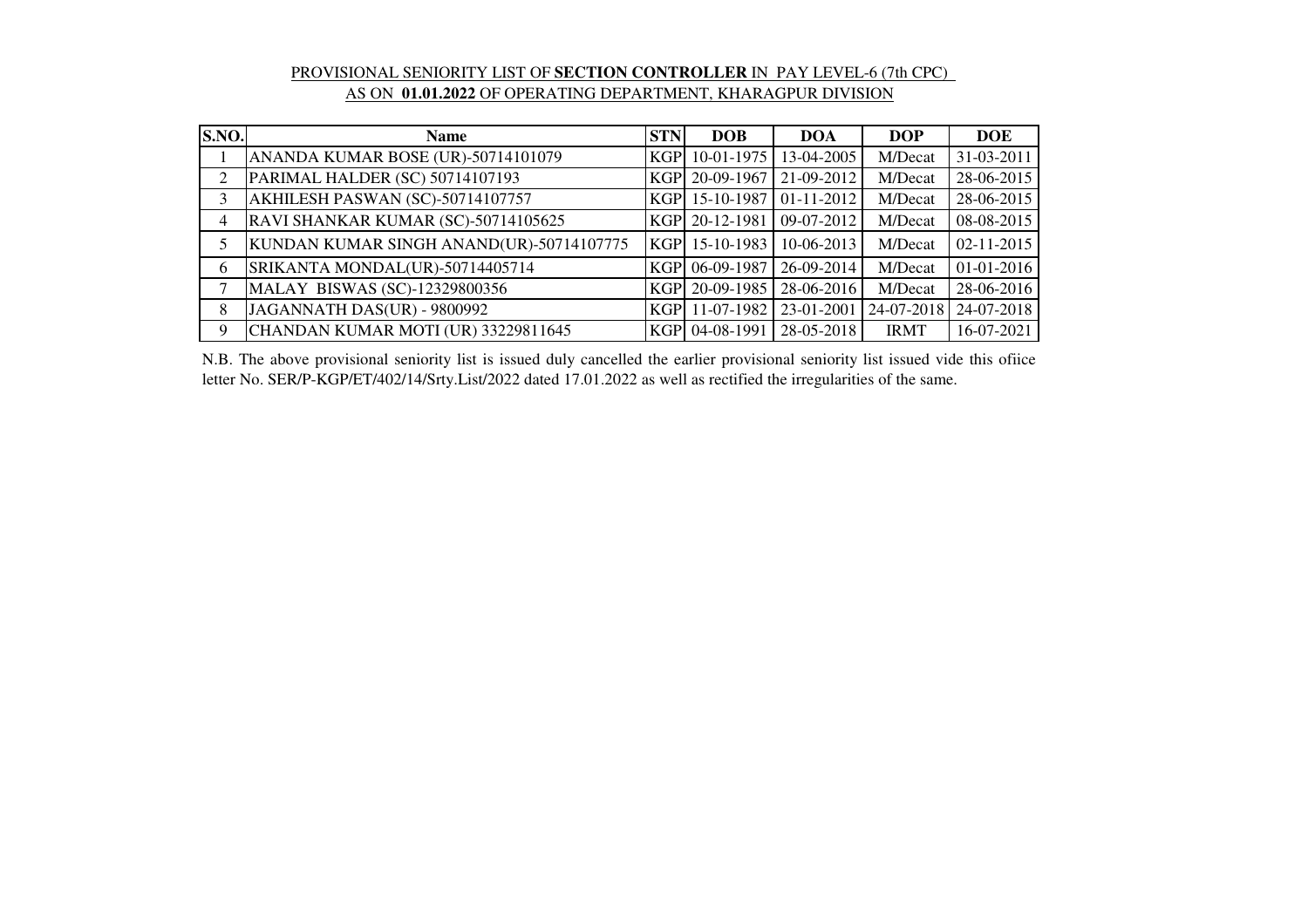PROVISIONAL SENIORITY LIST OF **SECTION CONTROLLER** IN PAY LEVEL-6 (7th CPC) AS ON **01.01.2022** OF OPERATING DEPARTMENT, KHARAGPUR DIVISION

| S.NO. | Name | STN | DOB | DOA | DOP | DOE |
|---|---|---|---|---|---|---|
| 1 | ANANDA KUMAR BOSE (UR)-50714101079 | KGP | 10-01-1975 | 13-04-2005 | M/Decat | 31-03-2011 |
| 2 | PARIMAL HALDER (SC) 50714107193 | KGP | 20-09-1967 | 21-09-2012 | M/Decat | 28-06-2015 |
| 3 | AKHILESH PASWAN (SC)-50714107757 | KGP | 15-10-1987 | 01-11-2012 | M/Decat | 28-06-2015 |
| 4 | RAVI SHANKAR KUMAR (SC)-50714105625 | KGP | 20-12-1981 | 09-07-2012 | M/Decat | 08-08-2015 |
| 5 | KUNDAN KUMAR SINGH ANAND(UR)-50714107775 | KGP | 15-10-1983 | 10-06-2013 | M/Decat | 02-11-2015 |
| 6 | SRIKANTA MONDAL(UR)-50714405714 | KGP | 06-09-1987 | 26-09-2014 | M/Decat | 01-01-2016 |
| 7 | MALAY BISWAS (SC)-12329800356 | KGP | 20-09-1985 | 28-06-2016 | M/Decat | 28-06-2016 |
| 8 | JAGANNATH DAS(UR) - 9800992 | KGP | 11-07-1982 | 23-01-2001 | 24-07-2018 | 24-07-2018 |
| 9 | CHANDAN KUMAR MOTI (UR) 33229811645 | KGP | 04-08-1991 | 28-05-2018 | IRMT | 16-07-2021 |

N.B. The above provisional seniority list is issued duly cancelled the earlier provisional seniority list issued vide this ofiice letter No. SER/P-KGP/ET/402/14/Srty.List/2022 dated 17.01.2022 as well as rectified the irregularities of the same.